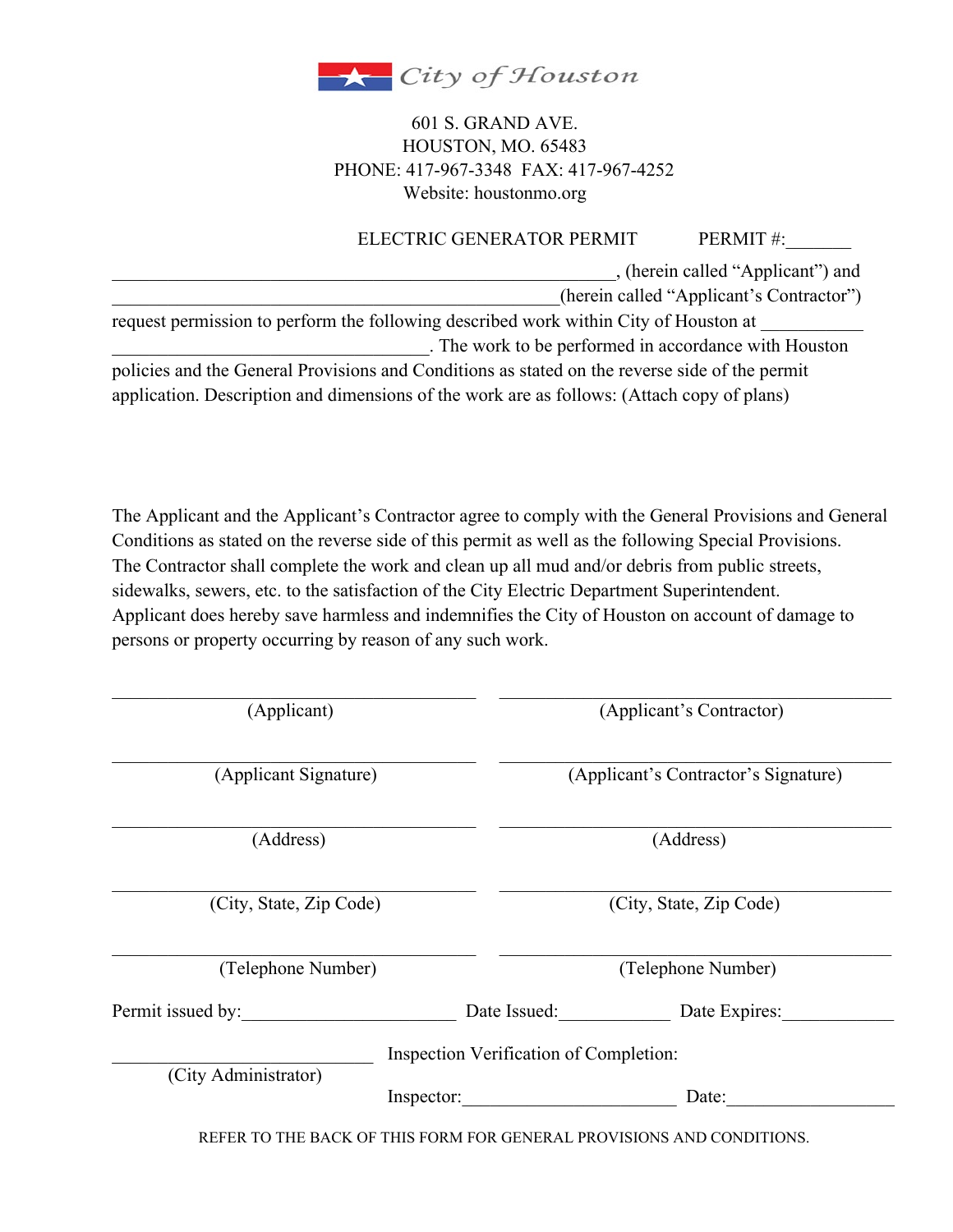City of Houston

601 S. GRAND AVE.
HOUSTON, MO. 65483
PHONE: 417-967-3348 FAX: 417-967-4252
Website: houstonmo.org

ELECTRIC GENERATOR PERMIT PERMIT #:_______

_____________________________________________________, (herein called "Applicant") and _______________________________________________(herein called "Applicant's Contractor") request permission to perform the following described work within City of Houston at ___________ __________________________________. The work to be performed in accordance with Houston policies and the General Provisions and Conditions as stated on the reverse side of the permit application. Description and dimensions of the work are as follows: (Attach copy of plans)

The Applicant and the Applicant's Contractor agree to comply with the General Provisions and General Conditions as stated on the reverse side of this permit as well as the following Special Provisions. The Contractor shall complete the work and clean up all mud and/or debris from public streets, sidewalks, sewers, etc. to the satisfaction of the City Electric Department Superintendent. Applicant does hereby save harmless and indemnifies the City of Houston on account of damage to persons or property occurring by reason of any such work.

| | |
|---|---|
| ______________________ (Applicant) | ______________________ (Applicant's Contractor) |
| ______________________ (Applicant Signature) | ______________________ (Applicant's Contractor's Signature) |
| ______________________ (Address) | ______________________ (Address) |
| ______________________ (City, State, Zip Code) | ______________________ (City, State, Zip Code) |
| ______________________ (Telephone Number) | ______________________ (Telephone Number) |

Permit issued by:______________________ Date Issued:____________ Date Expires:____________

____________________________ Inspection Verification of Completion:
(City Administrator)

Inspector:______________________ Date:__________________

REFER TO THE BACK OF THIS FORM FOR GENERAL PROVISIONS AND CONDITIONS.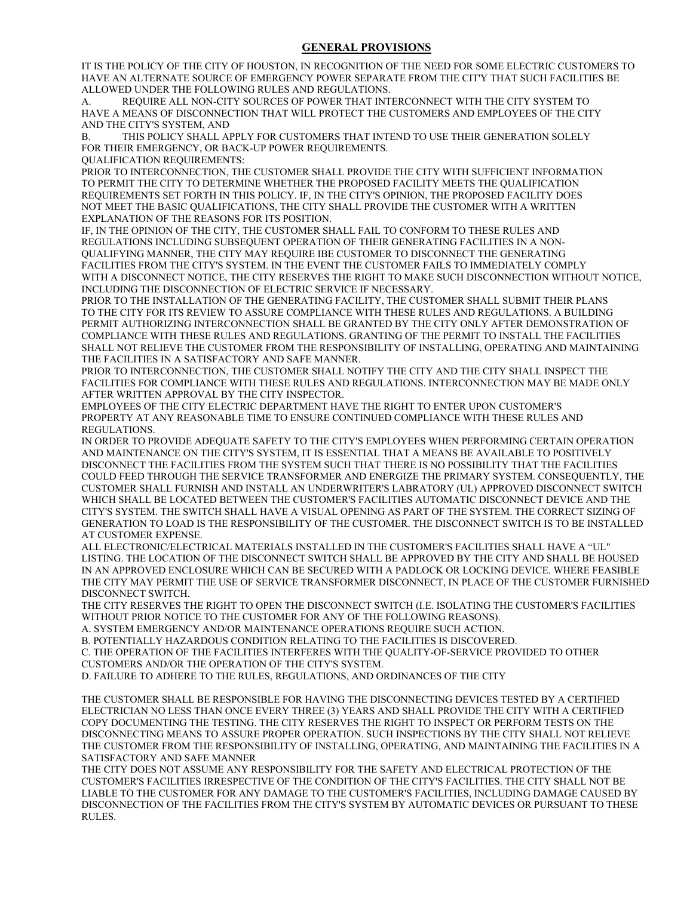## GENERAL PROVISIONS

IT IS THE POLICY OF THE CITY OF HOUSTON, IN RECOGNITION OF THE NEED FOR SOME ELECTRIC CUSTOMERS TO HAVE AN ALTERNATE SOURCE OF EMERGENCY POWER SEPARATE FROM THE CIT'Y THAT SUCH FACILITIES BE ALLOWED UNDER THE FOLLOWING RULES AND REGULATIONS.

A. REQUIRE ALL NON-CITY SOURCES OF POWER THAT INTERCONNECT WITH THE CITY SYSTEM TO HAVE A MEANS OF DISCONNECTION THAT WILL PROTECT THE CUSTOMERS AND EMPLOYEES OF THE CITY AND THE CITY'S SYSTEM, AND

B. THIS POLICY SHALL APPLY FOR CUSTOMERS THAT INTEND TO USE THEIR GENERATION SOLELY FOR THEIR EMERGENCY, OR BACK-UP POWER REQUIREMENTS.

QUALIFICATION REQUIREMENTS:

PRIOR TO INTERCONNECTION, THE CUSTOMER SHALL PROVIDE THE CITY WITH SUFFICIENT INFORMATION TO PERMIT THE CITY TO DETERMINE WHETHER THE PROPOSED FACILITY MEETS THE QUALIFICATION REQUIREMENTS SET FORTH IN THIS POLICY. IF, IN THE CITY'S OPINION, THE PROPOSED FACILITY DOES NOT MEET THE BASIC QUALIFICATIONS, THE CITY SHALL PROVIDE THE CUSTOMER WITH A WRITTEN EXPLANATION OF THE REASONS FOR ITS POSITION.

IF, IN THE OPINION OF THE CITY, THE CUSTOMER SHALL FAIL TO CONFORM TO THESE RULES AND REGULATIONS INCLUDING SUBSEQUENT OPERATION OF THEIR GENERATING FACILITIES IN A NON-QUALIFYING MANNER, THE CITY MAY REQUIRE IBE CUSTOMER TO DISCONNECT THE GENERATING FACILITIES FROM THE CITY'S SYSTEM. IN THE EVENT THE CUSTOMER FAILS TO IMMEDIATELY COMPLY WITH A DISCONNECT NOTICE, THE CITY RESERVES THE RIGHT TO MAKE SUCH DISCONNECTION WITHOUT NOTICE, INCLUDING THE DISCONNECTION OF ELECTRIC SERVICE IF NECESSARY.

PRIOR TO THE INSTALLATION OF THE GENERATING FACILITY, THE CUSTOMER SHALL SUBMIT THEIR PLANS TO THE CITY FOR ITS REVIEW TO ASSURE COMPLIANCE WITH THESE RULES AND REGULATIONS. A BUILDING PERMIT AUTHORIZING INTERCONNECTION SHALL BE GRANTED BY THE CITY ONLY AFTER DEMONSTRATION OF COMPLIANCE WITH THESE RULES AND REGULATIONS. GRANTING OF THE PERMIT TO INSTALL THE FACILITIES SHALL NOT RELIEVE THE CUSTOMER FROM THE RESPONSIBILITY OF INSTALLING, OPERATING AND MAINTAINING THE FACILITIES IN A SATISFACTORY AND SAFE MANNER.

PRIOR TO INTERCONNECTION, THE CUSTOMER SHALL NOTIFY THE CITY AND THE CITY SHALL INSPECT THE FACILITIES FOR COMPLIANCE WITH THESE RULES AND REGULATIONS. INTERCONNECTION MAY BE MADE ONLY AFTER WRITTEN APPROVAL BY THE CITY INSPECTOR.

EMPLOYEES OF THE CITY ELECTRIC DEPARTMENT HAVE THE RIGHT TO ENTER UPON CUSTOMER'S PROPERTY AT ANY REASONABLE TIME TO ENSURE CONTINUED COMPLIANCE WITH THESE RULES AND REGULATIONS.

IN ORDER TO PROVIDE ADEQUATE SAFETY TO THE CITY'S EMPLOYEES WHEN PERFORMING CERTAIN OPERATION AND MAINTENANCE ON THE CITY'S SYSTEM, IT IS ESSENTIAL THAT A MEANS BE AVAILABLE TO POSITIVELY DISCONNECT THE FACILITIES FROM THE SYSTEM SUCH THAT THERE IS NO POSSIBILITY THAT THE FACILITIES COULD FEED THROUGH THE SERVICE TRANSFORMER AND ENERGIZE THE PRIMARY SYSTEM. CONSEQUENTLY, THE CUSTOMER SHALL FURNISH AND INSTALL AN UNDERWRITER'S LABRATORY (UL) APPROVED DISCONNECT SWITCH WHICH SHALL BE LOCATED BETWEEN THE CUSTOMER'S FACILITIES AUTOMATIC DISCONNECT DEVICE AND THE CITY'S SYSTEM. THE SWITCH SHALL HAVE A VISUAL OPENING AS PART OF THE SYSTEM. THE CORRECT SIZING OF GENERATION TO LOAD IS THE RESPONSIBILITY OF THE CUSTOMER. THE DISCONNECT SWITCH IS TO BE INSTALLED AT CUSTOMER EXPENSE.

ALL ELECTRONIC/ELECTRICAL MATERIALS INSTALLED IN THE CUSTOMER'S FACILITIES SHALL HAVE A "UL" LISTING. THE LOCATION OF THE DISCONNECT SWITCH SHALL BE APPROVED BY THE CITY AND SHALL BE HOUSED IN AN APPROVED ENCLOSURE WHICH CAN BE SECURED WITH A PADLOCK OR LOCKING DEVICE. WHERE FEASIBLE THE CITY MAY PERMIT THE USE OF SERVICE TRANSFORMER DISCONNECT, IN PLACE OF THE CUSTOMER FURNISHED DISCONNECT SWITCH.

THE CITY RESERVES THE RIGHT TO OPEN THE DISCONNECT SWITCH (I.E. ISOLATING THE CUSTOMER'S FACILITIES WITHOUT PRIOR NOTICE TO THE CUSTOMER FOR ANY OF THE FOLLOWING REASONS).

A. SYSTEM EMERGENCY AND/OR MAINTENANCE OPERATIONS REQUIRE SUCH ACTION.

B. POTENTIALLY HAZARDOUS CONDITION RELATING TO THE FACILITIES IS DISCOVERED.

C. THE OPERATION OF THE FACILITIES INTERFERES WITH THE QUALITY-OF-SERVICE PROVIDED TO OTHER CUSTOMERS AND/OR THE OPERATION OF THE CITY'S SYSTEM.

D. FAILURE TO ADHERE TO THE RULES, REGULATIONS, AND ORDINANCES OF THE CITY

THE CUSTOMER SHALL BE RESPONSIBLE FOR HAVING THE DISCONNECTING DEVICES TESTED BY A CERTIFIED ELECTRICIAN NO LESS THAN ONCE EVERY THREE (3) YEARS AND SHALL PROVIDE THE CITY WITH A CERTIFIED COPY DOCUMENTING THE TESTING. THE CITY RESERVES THE RIGHT TO INSPECT OR PERFORM TESTS ON THE DISCONNECTING MEANS TO ASSURE PROPER OPERATION. SUCH INSPECTIONS BY THE CITY SHALL NOT RELIEVE THE CUSTOMER FROM THE RESPONSIBILITY OF INSTALLING, OPERATING, AND MAINTAINING THE FACILITIES IN A SATISFACTORY AND SAFE MANNER

THE CITY DOES NOT ASSUME ANY RESPONSIBILITY FOR THE SAFETY AND ELECTRICAL PROTECTION OF THE CUSTOMER'S FACILITIES IRRESPECTIVE OF THE CONDITION OF THE CITY'S FACILITIES. THE CITY SHALL NOT BE LIABLE TO THE CUSTOMER FOR ANY DAMAGE TO THE CUSTOMER'S FACILITIES, INCLUDING DAMAGE CAUSED BY DISCONNECTION OF THE FACILITIES FROM THE CITY'S SYSTEM BY AUTOMATIC DEVICES OR PURSUANT TO THESE RULES.